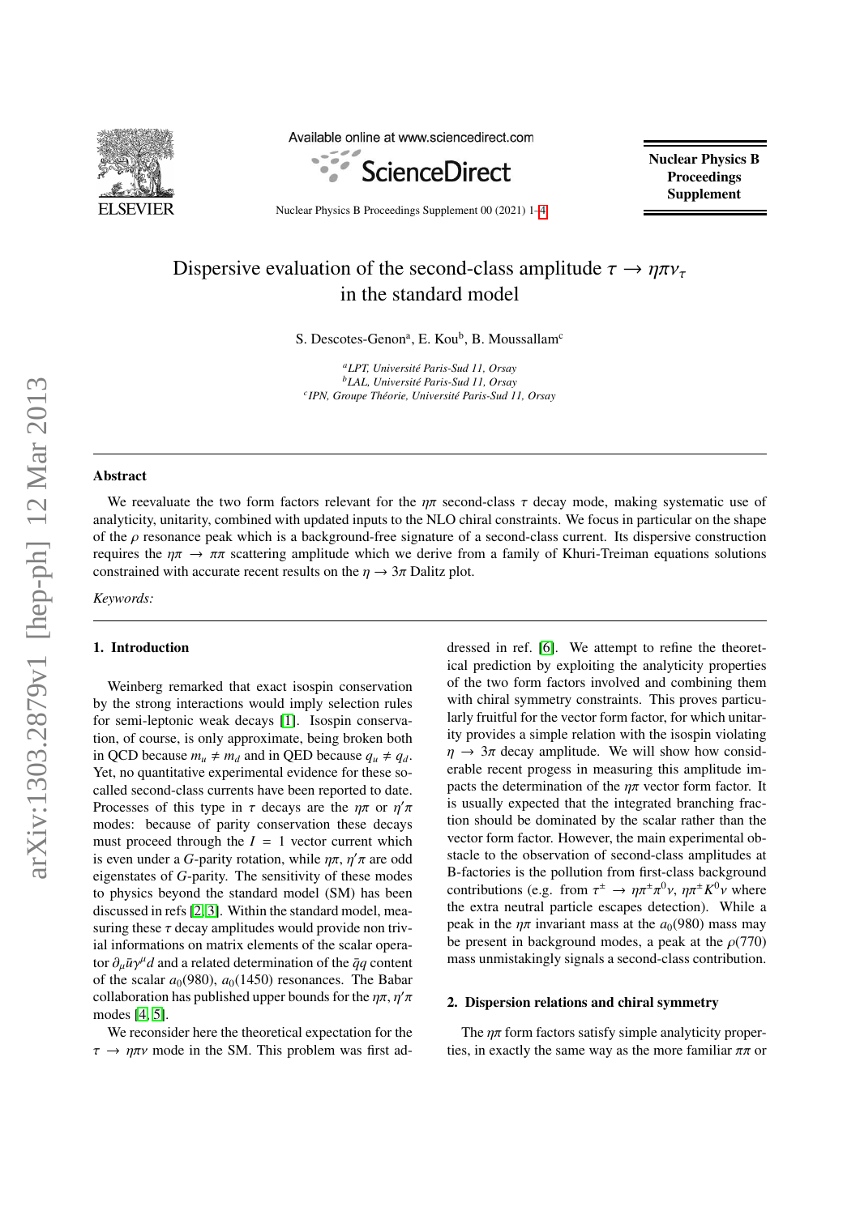# Dispersive evaluation of the second-class amplitude $\tau \to \eta\pi\nu_\tau$ in the standard model

S. Descotes-Genon[a], E. Kou[b], B. Moussallam[c]

[a] *LPT, Université Paris-Sud 11, Orsay*
[b] *LAL, Université Paris-Sud 11, Orsay*
[c] *IPN, Groupe Théorie, Université Paris-Sud 11, Orsay*

---

## Abstract

We reevaluate the two form factors relevant for the $\eta\pi$ second-class $\tau$ decay mode, making systematic use of analyticity, unitarity, combined with updated inputs to the NLO chiral constraints. We focus in particular on the shape of the $\rho$ resonance peak which is a background-free signature of a second-class current. Its dispersive construction requires the $\eta\pi \to \pi\pi$ scattering amplitude which we derive from a family of Khuri-Treiman equations solutions constrained with accurate recent results on the $\eta \to 3\pi$ Dalitz plot.

*Keywords:*

---

## 1. Introduction

Weinberg remarked that exact isospin conservation by the strong interactions would imply selection rules for semi-leptonic weak decays [1]. Isospin conservation, of course, is only approximate, being broken both in QCD because $m_u \neq m_d$ and in QED because $q_u \neq q_d$. Yet, no quantitative experimental evidence for these so-called second-class currents have been reported to date. Processes of this type in $\tau$ decays are the $\eta\pi$ or $\eta'\pi$ modes: because of parity conservation these decays must proceed through the $I = 1$ vector current which is even under a $G$-parity rotation, while $\eta\pi$, $\eta'\pi$ are odd eigenstates of $G$-parity. The sensitivity of these modes to physics beyond the standard model (SM) has been discussed in refs [2, 3]. Within the standard model, measuring these $\tau$ decay amplitudes would provide non trivial informations on matrix elements of the scalar operator $\partial_\mu \bar{u}\gamma^\mu d$ and a related determination of the $\bar{q}q$ content of the scalar $a_0(980)$, $a_0(1450)$ resonances. The Babar collaboration has published upper bounds for the $\eta\pi$, $\eta'\pi$ modes [4, 5].

We reconsider here the theoretical expectation for the $\tau \to \eta\pi\nu$ mode in the SM. This problem was first addressed in ref. [6]. We attempt to refine the theoretical prediction by exploiting the analyticity properties of the two form factors involved and combining them with chiral symmetry constraints. This proves particularly fruitful for the vector form factor, for which unitarity provides a simple relation with the isospin violating $\eta \to 3\pi$ decay amplitude. We will show how considerable recent progess in measuring this amplitude impacts the determination of the $\eta\pi$ vector form factor. It is usually expected that the integrated branching fraction should be dominated by the scalar rather than the vector form factor. However, the main experimental obstacle to the observation of second-class amplitudes at B-factories is the pollution from first-class background contributions (e.g. from $\tau^\pm \to \eta\pi^\pm\pi^0\nu$, $\eta\pi^\pm K^0\nu$ where the extra neutral particle escapes detection). While a peak in the $\eta\pi$ invariant mass at the $a_0(980)$ mass may be present in background modes, a peak at the $\rho(770)$ mass unmistakingly signals a second-class contribution.

## 2. Dispersion relations and chiral symmetry

The $\eta\pi$ form factors satisfy simple analyticity properties, in exactly the same way as the more familiar $\pi\pi$ or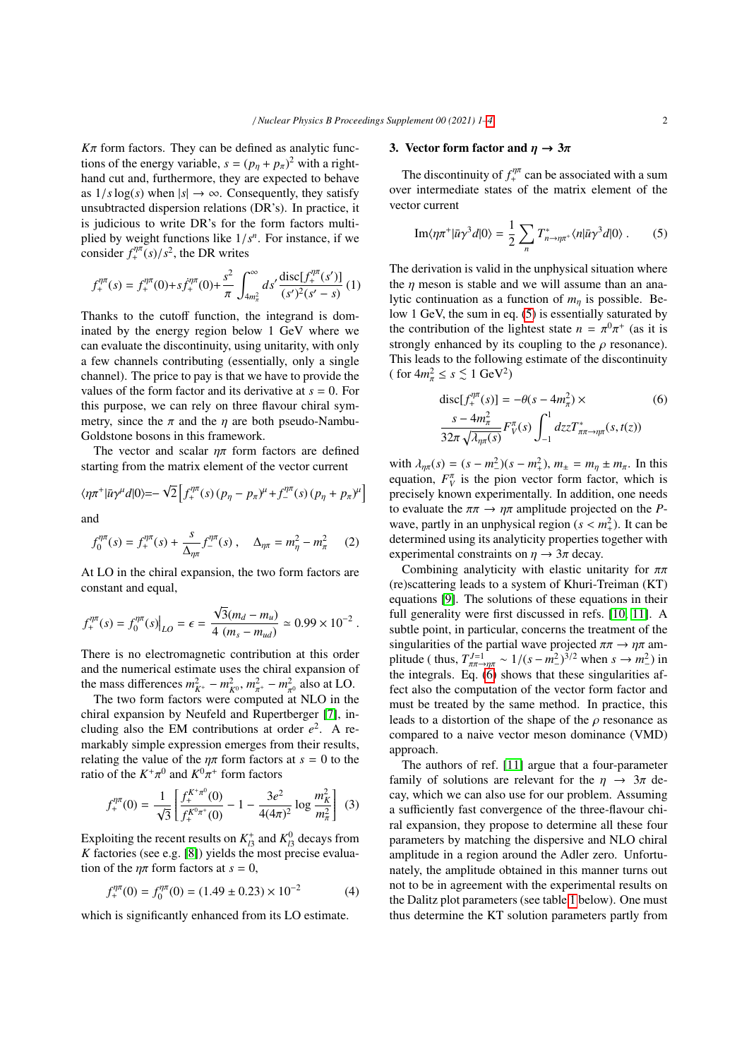$K\pi$ form factors. They can be defined as analytic functions of the energy variable, $s = (p_\eta + p_\pi)^2$ with a right-hand cut and, furthermore, they are expected to behave as $1/s\log(s)$ when $|s| \to \infty$. Consequently, they satisfy unsubtracted dispersion relations (DR's). In practice, it is judicious to write DR's for the form factors multiplied by weight functions like $1/s^n$. For instance, if we consider $f_+^{\eta\pi}(s)/s^2$, the DR writes

$$f_+^{\eta\pi}(s) = f_+^{\eta\pi}(0) + s\dot{f}_+^{\eta\pi}(0) + \frac{s^2}{\pi}\int_{4m_\pi^2}^{\infty} ds' \frac{\text{disc}[f_+^{\eta\pi}(s')]}{(s')^2(s'-s)} \quad (1)$$

Thanks to the cutoff function, the integrand is dominated by the energy region below 1 GeV where we can evaluate the discontinuity, using unitarity, with only a few channels contributing (essentially, only a single channel). The price to pay is that we have to provide the values of the form factor and its derivative at $s = 0$. For this purpose, we can rely on three flavour chiral symmetry, since the $\pi$ and the $\eta$ are both pseudo-Nambu-Goldstone bosons in this framework.

The vector and scalar $\eta\pi$ form factors are defined starting from the matrix element of the vector current

$$\langle \eta\pi^+|\bar{u}\gamma^\mu d|0\rangle = -\sqrt{2}\left[f_+^{\eta\pi}(s)\,(p_\eta - p_\pi)^\mu + f_-^{\eta\pi}(s)\,(p_\eta + p_\pi)^\mu\right]$$

and

$$f_0^{\eta\pi}(s) = f_+^{\eta\pi}(s) + \frac{s}{\Delta_{\eta\pi}} f_-^{\eta\pi}(s)\,, \quad \Delta_{\eta\pi} = m_\eta^2 - m_\pi^2 \quad (2)$$

At LO in the chiral expansion, the two form factors are constant and equal,

$$f_+^{\eta\pi}(s) = f_0^{\eta\pi}(s)\big|_{LO} = \epsilon = \frac{\sqrt{3}(m_d - m_u)}{4\,(m_s - m_{ud})} \simeq 0.99 \times 10^{-2}\,.$$

There is no electromagnetic contribution at this order and the numerical estimate uses the chiral expansion of the mass differences $m_{K^+}^2 - m_{K^0}^2$, $m_{\pi^+}^2 - m_{\pi^0}^2$ also at LO.

The two form factors were computed at NLO in the chiral expansion by Neufeld and Rupertberger [7], including also the EM contributions at order $e^2$. A remarkably simple expression emerges from their results, relating the value of the $\eta\pi$ form factors at $s = 0$ to the ratio of the $K^+\pi^0$ and $K^0\pi^+$ form factors

$$f_+^{\eta\pi}(0) = \frac{1}{\sqrt{3}}\left[\frac{f_+^{K^+\pi^0}(0)}{f_+^{K^0\pi^+}(0)} - 1 - \frac{3e^2}{4(4\pi)^2}\log\frac{m_K^2}{m_\pi^2}\right] \quad (3)$$

Exploiting the recent results on $K_{l3}^+$ and $K_{l3}^0$ decays from $K$ factories (see e.g. [8]) yields the most precise evaluation of the $\eta\pi$ form factors at $s = 0$,

$$f_+^{\eta\pi}(0) = f_0^{\eta\pi}(0) = (1.49 \pm 0.23) \times 10^{-2} \quad (4)$$

which is significantly enhanced from its LO estimate.

## 3. Vector form factor and $\eta \to 3\pi$

The discontinuity of $f_+^{\eta\pi}$ can be associated with a sum over intermediate states of the matrix element of the vector current

$$\text{Im}\langle \eta\pi^+|\bar{u}\gamma^3 d|0\rangle = \frac{1}{2}\sum_n T^*_{n\to\eta\pi^+}\langle n|\bar{u}\gamma^3 d|0\rangle\,. \quad (5)$$

The derivation is valid in the unphysical situation where the $\eta$ meson is stable and we will assume than an analytic continuation as a function of $m_\eta$ is possible. Below 1 GeV, the sum in eq. (5) is essentially saturated by the contribution of the lightest state $n = \pi^0\pi^+$ (as it is strongly enhanced by its coupling to the $\rho$ resonance). This leads to the following estimate of the discontinuity ( for $4m_\pi^2 \le s \lesssim 1$ GeV$^2$)

$$\begin{aligned}\text{disc}[f_+^{\eta\pi}(s)] = &-\theta(s - 4m_\pi^2)\times \\ &\frac{s - 4m_\pi^2}{32\pi\sqrt{\lambda_{\eta\pi}(s)}} F_V^\pi(s)\int_{-1}^{1} dz z T^*_{\pi\pi\to\eta\pi}(s, t(z))\end{aligned} \quad (6)$$

with $\lambda_{\eta\pi}(s) = (s - m_-^2)(s - m_+^2)$, $m_\pm = m_\eta \pm m_\pi$. In this equation, $F_V^\pi$ is the pion vector form factor which is precisely known experimentally. In addition, one needs to evaluate the $\pi\pi \to \eta\pi$ amplitude projected on the $P$-wave, partly in an unphysical region ($s < m_+^2$). It can be determined using its analyticity properties together with experimental constraints on $\eta \to 3\pi$ decay.

Combining analyticity with elastic unitarity for $\pi\pi$ (re)scattering leads to a system of Khuri-Treiman (KT) equations [9]. The solutions of these equations in their full generality were first discussed in refs. [10, 11]. A subtle point, in particular, concerns the treatment of the singularities of the partial wave projected $\pi\pi \to \eta\pi$ amplitude ( thus, $T^{J=1}_{\pi\pi\to\eta\pi} \sim 1/(s - m_-^2)^{3/2}$ when $s \to m_-^2$) in the integrals. Eq. (6) shows that these singularities affect also the computation of the vector form factor and must be treated by the same method. In practice, this leads to a distortion of the shape of the $\rho$ resonance as compared to a naive vector meson dominance (VMD) approach.

The authors of ref. [11] argue that a four-parameter family of solutions are relevant for the $\eta \to 3\pi$ decay, which we can also use for our problem. Assuming a sufficiently fast convergence of the three-flavour chiral expansion, they propose to determine all these four parameters by matching the dispersive and NLO chiral amplitude in a region around the Adler zero. Unfortunately, the amplitude obtained in this manner turns out not to be in agreement with the experimental results on the Dalitz plot parameters (see table 1 below). One must thus determine the KT solution parameters partly from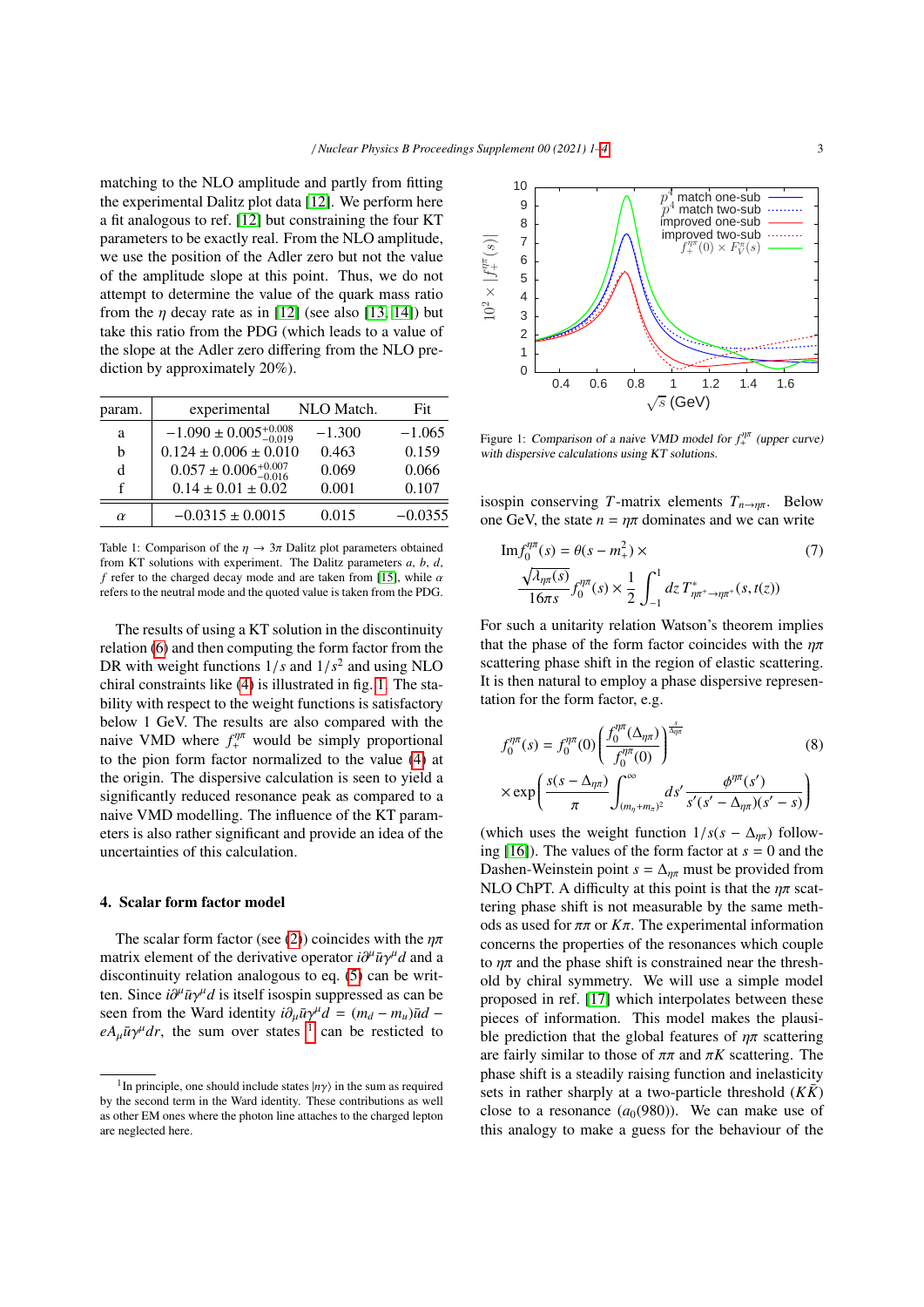matching to the NLO amplitude and partly from fitting the experimental Dalitz plot data [12]. We perform here a fit analogous to ref. [12] but constraining the four KT parameters to be exactly real. From the NLO amplitude, we use the position of the Adler zero but not the value of the amplitude slope at this point. Thus, we do not attempt to determine the value of the quark mass ratio from the $\eta$ decay rate as in [12] (see also [13, 14]) but take this ratio from the PDG (which leads to a value of the slope at the Adler zero differing from the NLO prediction by approximately 20%).

| param. | experimental | NLO Match. | Fit |
|---|---|---|---|
| a | $-1.090 \pm 0.005^{+0.008}_{-0.019}$ | $-1.300$ | $-1.065$ |
| b | $0.124 \pm 0.006 \pm 0.010$ | $0.463$ | $0.159$ |
| d | $0.057 \pm 0.006^{+0.007}_{-0.016}$ | $0.069$ | $0.066$ |
| f | $0.14 \pm 0.01 \pm 0.02$ | $0.001$ | $0.107$ |
| $\alpha$ | $-0.0315 \pm 0.0015$ | $0.015$ | $-0.0355$ |

Table 1: Comparison of the $\eta \to 3\pi$ Dalitz plot parameters obtained from KT solutions with experiment. The Dalitz parameters $a$, $b$, $d$, $f$ refer to the charged decay mode and are taken from [15], while $\alpha$ refers to the neutral mode and the quoted value is taken from the PDG.

The results of using a KT solution in the discontinuity relation (6) and then computing the form factor from the DR with weight functions $1/s$ and $1/s^2$ and using NLO chiral constraints like (4) is illustrated in fig. 1. The stability with respect to the weight functions is satisfactory below 1 GeV. The results are also compared with the naive VMD where $f_+^{\eta\pi}$ would be simply proportional to the pion form factor normalized to the value (4) at the origin. The dispersive calculation is seen to yield a significantly reduced resonance peak as compared to a naive VMD modelling. The influence of the KT parameters is also rather significant and provide an idea of the uncertainties of this calculation.

## 4. Scalar form factor model

The scalar form factor (see (2)) coincides with the $\eta\pi$ matrix element of the derivative operator $i\partial^\mu \bar{u}\gamma^\mu d$ and a discontinuity relation analogous to eq. (5) can be written. Since $i\partial^\mu \bar{u}\gamma^\mu d$ is itself isospin suppressed as can be seen from the Ward identity $i\partial_\mu \bar{u}\gamma^\mu d = (m_d - m_u)\bar{u}d - eA_\mu \bar{u}\gamma^\mu dr$, the sum over states [1] can be resticted to isospin conserving $T$-matrix elements $T_{n\to\eta\pi}$. Below one GeV, the state $n = \eta\pi$ dominates and we can write

$$\mathrm{Im} f_0^{\eta\pi}(s) = \theta(s - m_+^2) \times \frac{\sqrt{\lambda_{\eta\pi}(s)}}{16\pi s} f_0^{\eta\pi}(s) \times \frac{1}{2}\int_{-1}^{1} dz\, T^*_{\eta\pi^+\to\eta\pi^+}(s, t(z)) \tag{7}$$

For such a unitarity relation Watson's theorem implies that the phase of the form factor coincides with the $\eta\pi$ scattering phase shift in the region of elastic scattering. It is then natural to employ a phase dispersive representation for the form factor, e.g.

$$f_0^{\eta\pi}(s) = f_0^{\eta\pi}(0)\left(\frac{f_0^{\eta\pi}(\Delta_{\eta\pi})}{f_0^{\eta\pi}(0)}\right)^{\frac{s}{\Delta_{\eta\pi}}} \times \exp\left(\frac{s(s - \Delta_{\eta\pi})}{\pi}\int_{(m_\eta+m_\pi)^2}^{\infty} ds' \frac{\phi^{\eta\pi}(s')}{s'(s' - \Delta_{\eta\pi})(s' - s)}\right) \tag{8}$$

(which uses the weight function $1/s(s - \Delta_{\eta\pi})$ following [16]). The values of the form factor at $s = 0$ and the Dashen-Weinstein point $s = \Delta_{\eta\pi}$ must be provided from NLO ChPT. A difficulty at this point is that the $\eta\pi$ scattering phase shift is not measurable by the same methods as used for $\pi\pi$ or $K\pi$. The experimental information concerns the properties of the resonances which couple to $\eta\pi$ and the phase shift is constrained near the threshold by chiral symmetry. We will use a simple model proposed in ref. [17] which interpolates between these pieces of information. This model makes the plausible prediction that the global features of $\eta\pi$ scattering are fairly similar to those of $\pi\pi$ and $\pi K$ scattering. The phase shift is a steadily raising function and inelasticity sets in rather sharply at a two-particle threshold ($K\bar{K}$) close to a resonance ($a_0(980)$). We can make use of this analogy to make a guess for the behaviour of the

Figure 1: *Comparison of a naive VMD model for $f_+^{\eta\pi}$ (upper curve) with dispersive calculations using KT solutions.*

[1] In principle, one should include states $|n\gamma\rangle$ in the sum as required by the second term in the Ward identity. These contributions as well as other EM ones where the photon line attaches to the charged lepton are neglected here.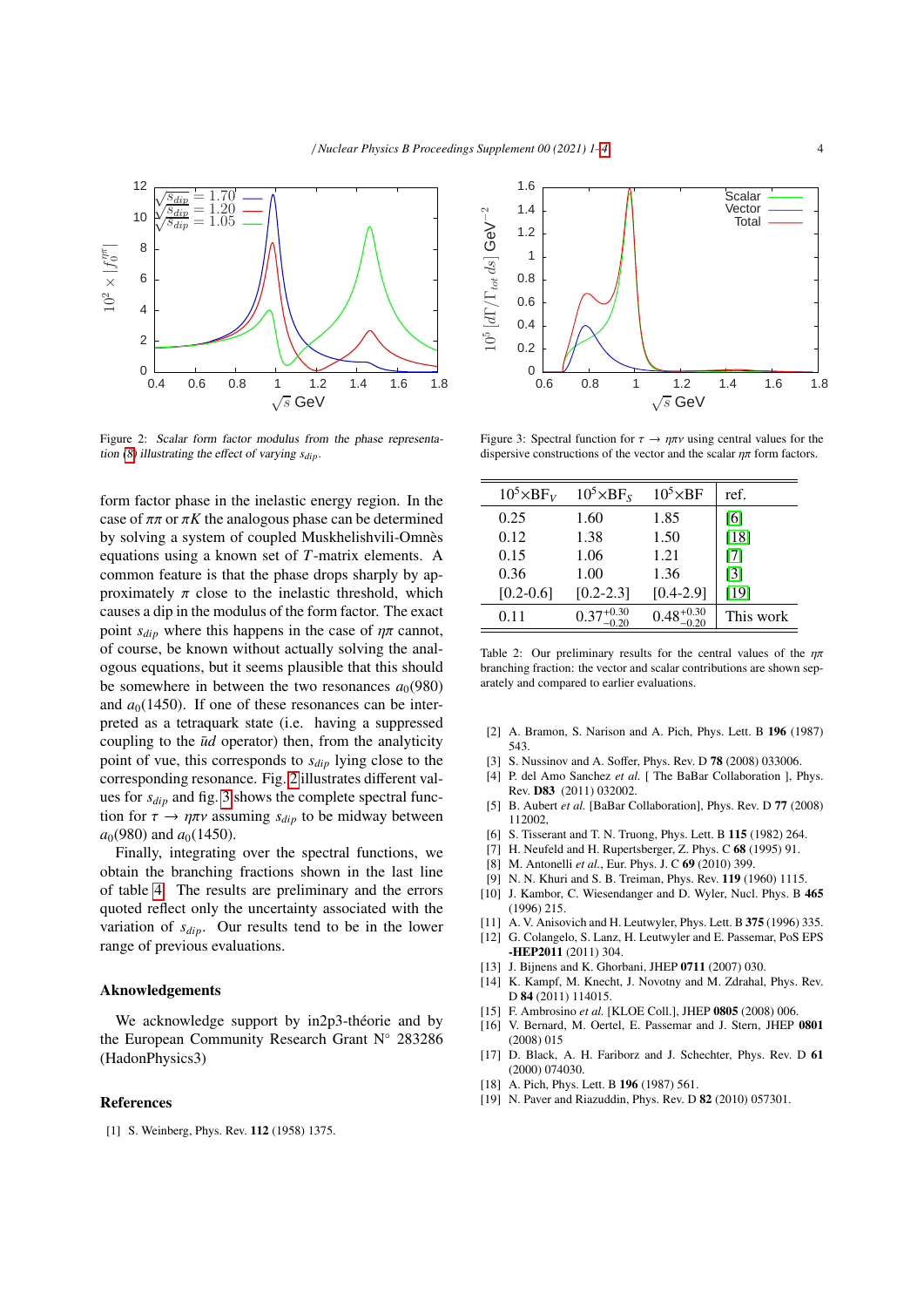12
10
8
6
4
2
0

0.4 0.6 0.8 1 1.2 1.4 1.6 1.8

$\sqrt{s_{dip}} = 1.70$
$\sqrt{s_{dip}} = 1.20$
$\sqrt{s_{dip}} = 1.05$

$10^2 \times |f_0^{\eta\pi}|$

$\sqrt{s}$ GeV

Figure 2: Scalar form factor modulus from the phase representation (8) illustrating the effect of varying $s_{dip}$.

1.6
1.4
1.2
1
0.8
0.6
0.4
0.2
0

0.6 0.8 1 1.2 1.4 1.6 1.8

Scalar
Vector
Total

$10^5\,[d\Gamma/\Gamma_{tot}\,ds]$ GeV$^{-2}$

$\sqrt{s}$ GeV

Figure 3: Spectral function for $\tau \to \eta\pi\nu$ using central values for the dispersive constructions of the vector and the scalar $\eta\pi$ form factors.

form factor phase in the inelastic energy region. In the case of $\pi\pi$ or $\pi K$ the analogous phase can be determined by solving a system of coupled Muskhelishvili-Omnès equations using a known set of $T$-matrix elements. A common feature is that the phase drops sharply by approximately $\pi$ close to the inelastic threshold, which causes a dip in the modulus of the form factor. The exact point $s_{dip}$ where this happens in the case of $\eta\pi$ cannot, of course, be known without actually solving the analogous equations, but it seems plausible that this should be somewhere in between the two resonances $a_0(980)$ and $a_0(1450)$. If one of these resonances can be interpreted as a tetraquark state (i.e. having a suppressed coupling to the $\bar{u}d$ operator) then, from the analyticity point of vue, this corresponds to $s_{dip}$ lying close to the corresponding resonance. Fig. 2 illustrates different values for $s_{dip}$ and fig. 3 shows the complete spectral function for $\tau \to \eta\pi\nu$ assuming $s_{dip}$ to be midway between $a_0(980)$ and $a_0(1450)$.

Finally, integrating over the spectral functions, we obtain the branching fractions shown in the last line of table 4. The results are preliminary and the errors quoted reflect only the uncertainty associated with the variation of $s_{dip}$. Our results tend to be in the lower range of previous evaluations.

| $10^5\times$BF$_V$ | $10^5\times$BF$_S$ | $10^5\times$BF | ref. |
|---|---|---|---|
| 0.25 | 1.60 | 1.85 | [6] |
| 0.12 | 1.38 | 1.50 | [18] |
| 0.15 | 1.06 | 1.21 | [7] |
| 0.36 | 1.00 | 1.36 | [3] |
| [0.2-0.6] | [0.2-2.3] | [0.4-2.9] | [19] |
| 0.11 | $0.37^{+0.30}_{-0.20}$ | $0.48^{+0.30}_{-0.20}$ | This work |

Table 2: Our preliminary results for the central values of the $\eta\pi$ branching fraction: the vector and scalar contributions are shown separately and compared to earlier evaluations.

## Aknowledgements

We acknowledge support by in2p3-théorie and by the European Community Research Grant N° 283286 (HadonPhysics3)

## References

[1] S. Weinberg, Phys. Rev. **112** (1958) 1375.

[2] A. Bramon, S. Narison and A. Pich, Phys. Lett. B **196** (1987) 543.

[3] S. Nussinov and A. Soffer, Phys. Rev. D **78** (2008) 033006.

[4] P. del Amo Sanchez *et al.* [ The BaBar Collaboration ], Phys. Rev. **D83** (2011) 032002.

[5] B. Aubert *et al.* [BaBar Collaboration], Phys. Rev. D **77** (2008) 112002,

[6] S. Tisserant and T. N. Truong, Phys. Lett. B **115** (1982) 264.

[7] H. Neufeld and H. Rupertsberger, Z. Phys. C **68** (1995) 91.

[8] M. Antonelli *et al.*, Eur. Phys. J. C **69** (2010) 399.

[9] N. N. Khuri and S. B. Treiman, Phys. Rev. **119** (1960) 1115.

[10] J. Kambor, C. Wiesendanger and D. Wyler, Nucl. Phys. B **465** (1996) 215.

[11] A. V. Anisovich and H. Leutwyler, Phys. Lett. B **375** (1996) 335.

[12] G. Colangelo, S. Lanz, H. Leutwyler and E. Passemar, PoS EPS **-HEP2011** (2011) 304.

[13] J. Bijnens and K. Ghorbani, JHEP **0711** (2007) 030.

[14] K. Kampf, M. Knecht, J. Novotny and M. Zdrahal, Phys. Rev. D **84** (2011) 114015.

[15] F. Ambrosino *et al.* [KLOE Coll.], JHEP **0805** (2008) 006.

[16] V. Bernard, M. Oertel, E. Passemar and J. Stern, JHEP **0801** (2008) 015

[17] D. Black, A. H. Fariborz and J. Schechter, Phys. Rev. D **61** (2000) 074030.

[18] A. Pich, Phys. Lett. B **196** (1987) 561.

[19] N. Paver and Riazuddin, Phys. Rev. D **82** (2010) 057301.